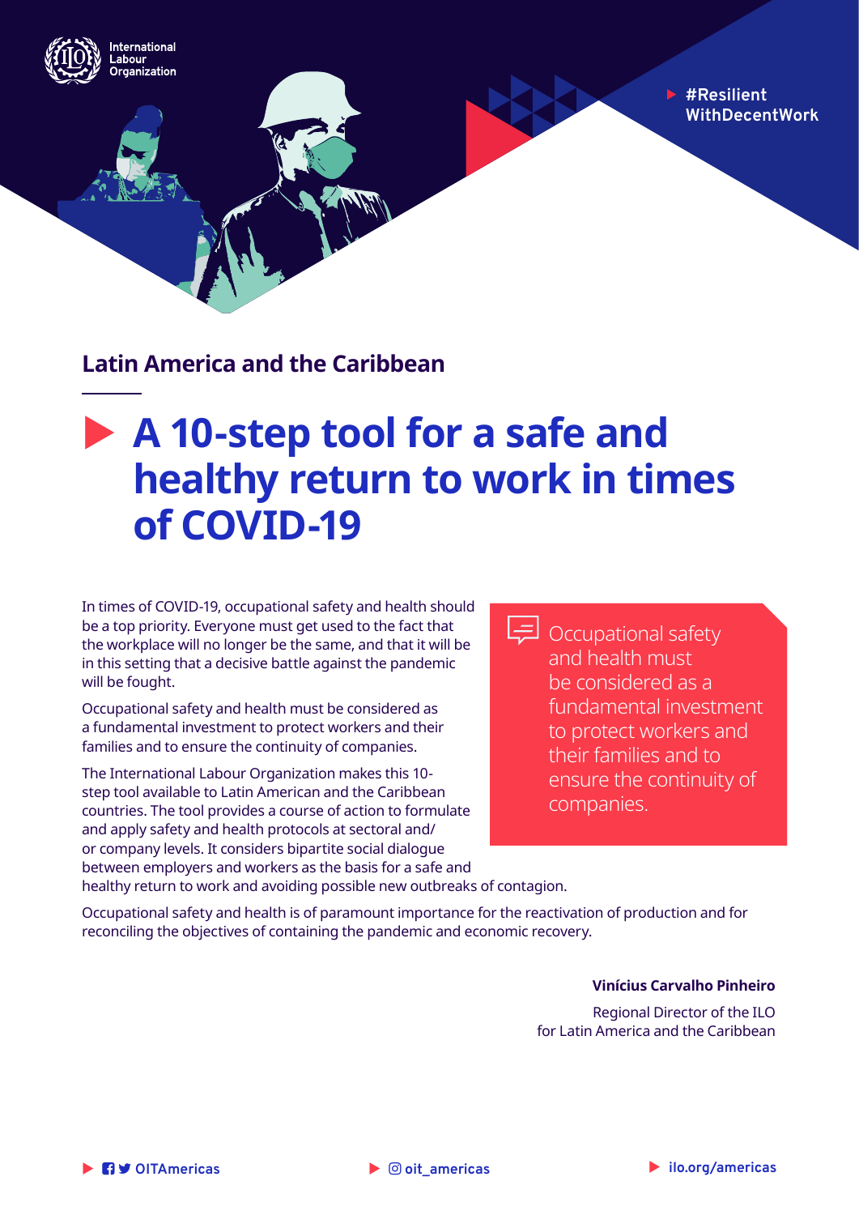International Labour Organization

#ResilientWithDecentWork

## Latin America and the Caribbean

# A 10-step tool for a safe and healthy return to work in times of COVID-19

In times of COVID-19, occupational safety and health should be a top priority. Everyone must get used to the fact that the workplace will no longer be the same, and that it will be in this setting that a decisive battle against the pandemic will be fought.

Occupational safety and health must be considered as a fundamental investment to protect workers and their families and to ensure the continuity of companies.

The International Labour Organization makes this 10-step tool available to Latin American and the Caribbean countries. The tool provides a course of action to formulate and apply safety and health protocols at sectoral and/or company levels. It considers bipartite social dialogue between employers and workers as the basis for a safe and healthy return to work and avoiding possible new outbreaks of contagion.

> Occupational safety and health must be considered as a fundamental investment to protect workers and their families and to ensure the continuity of companies.

Occupational safety and health is of paramount importance for the reactivation of production and for reconciling the objectives of containing the pandemic and economic recovery.

**Vinícius Carvalho Pinheiro**

Regional Director of the ILO
for Latin America and the Caribbean

OITAmericas | oit_americas | ilo.org/americas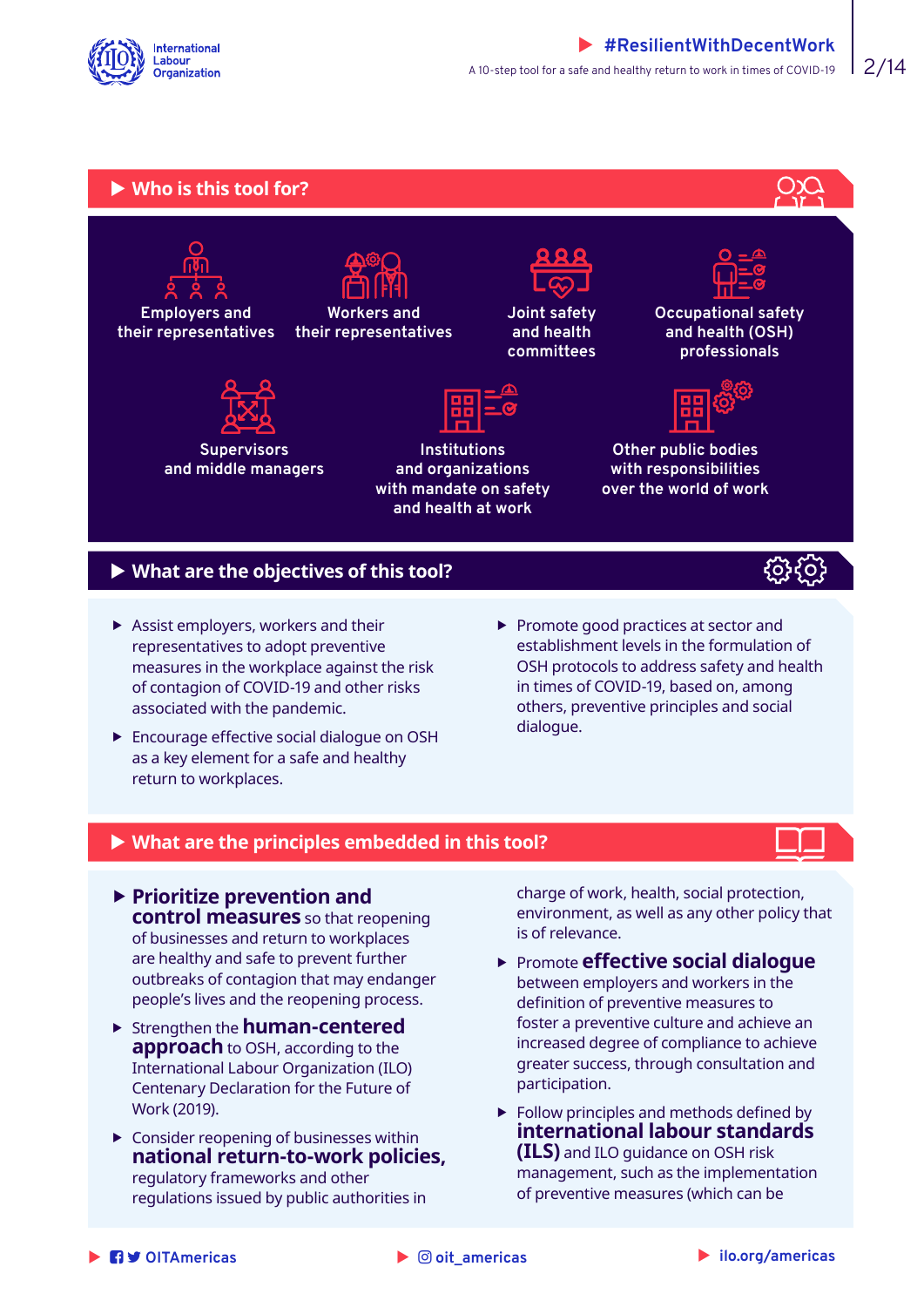## Who is this tool for?

- Employers and their representatives
- Workers and their representatives
- Joint safety and health committees
- Occupational safety and health (OSH) professionals
- Supervisors and middle managers
- Institutions and organizations with mandate on safety and health at work
- Other public bodies with responsibilities over the world of work

## What are the objectives of this tool?

- Assist employers, workers and their representatives to adopt preventive measures in the workplace against the risk of contagion of COVID-19 and other risks associated with the pandemic.
- Encourage effective social dialogue on OSH as a key element for a safe and healthy return to workplaces.
- Promote good practices at sector and establishment levels in the formulation of OSH protocols to address safety and health in times of COVID-19, based on, among others, preventive principles and social dialogue.

## What are the principles embedded in this tool?

- **Prioritize prevention and control measures** so that reopening of businesses and return to workplaces are healthy and safe to prevent further outbreaks of contagion that may endanger people's lives and the reopening process.
- Strengthen the **human-centered approach** to OSH, according to the International Labour Organization (ILO) Centenary Declaration for the Future of Work (2019).
- Consider reopening of businesses within **national return-to-work policies,** regulatory frameworks and other regulations issued by public authorities in charge of work, health, social protection, environment, as well as any other policy that is of relevance.
- Promote **effective social dialogue** between employers and workers in the definition of preventive measures to foster a preventive culture and achieve an increased degree of compliance to achieve greater success, through consultation and participation.
- Follow principles and methods defined by **international labour standards (ILS)** and ILO guidance on OSH risk management, such as the implementation of preventive measures (which can be

OITAmericas | oit_americas | ilo.org/americas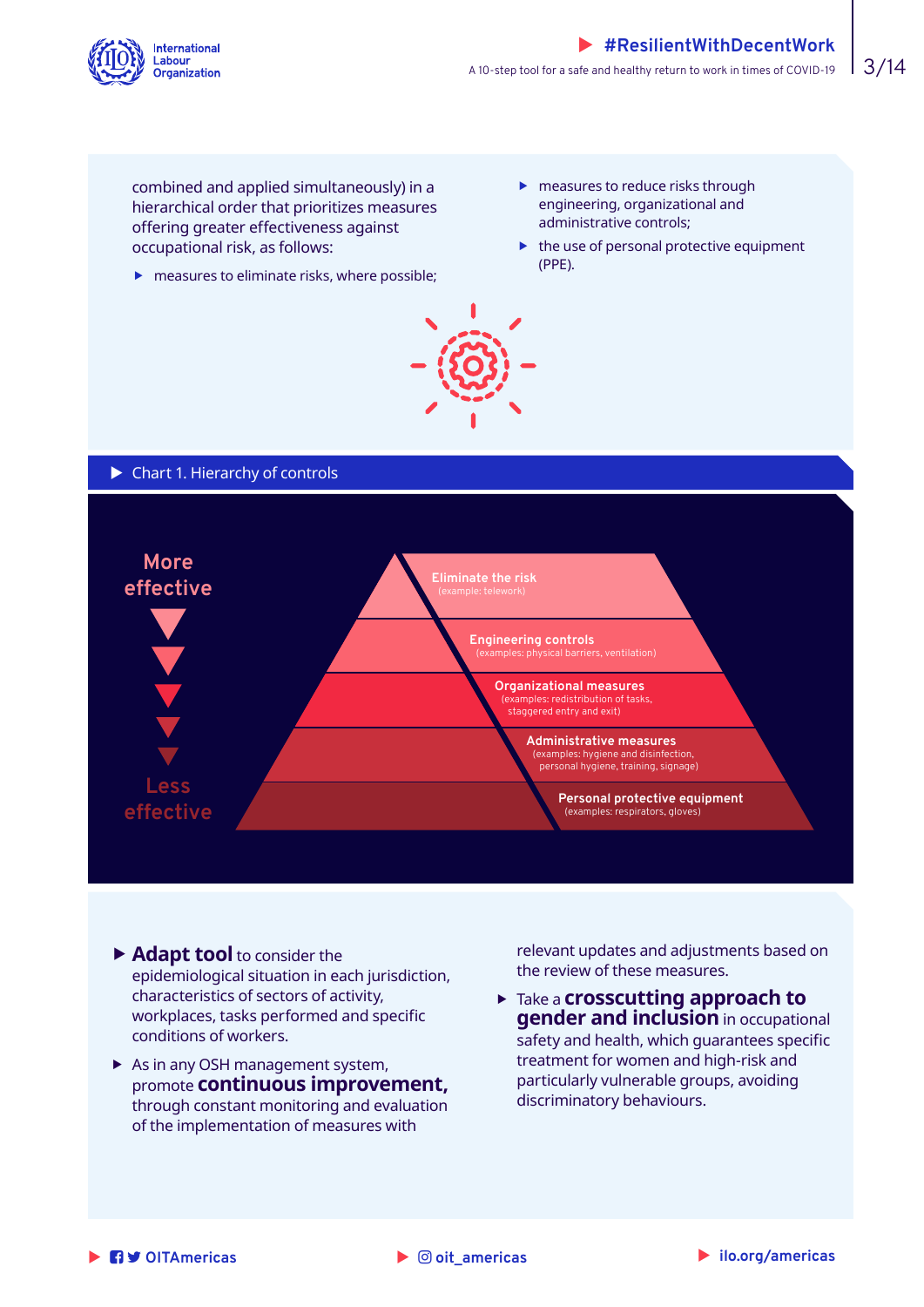combined and applied simultaneously) in a hierarchical order that prioritizes measures offering greater effectiveness against occupational risk, as follows:

- measures to eliminate risks, where possible;
- measures to reduce risks through engineering, organizational and administrative controls;
- the use of personal protective equipment (PPE).

Chart 1. Hierarchy of controls

More effective

- **Eliminate the risk** (example: telework)
- **Engineering controls** (examples: physical barriers, ventilation)
- **Organizational measures** (examples: redistribution of tasks, staggered entry and exit)
- **Administrative measures** (examples: hygiene and disinfection, personal hygiene, training, signage)
- **Personal protective equipment** (examples: respirators, gloves)

Less effective

- **Adapt tool** to consider the epidemiological situation in each jurisdiction, characteristics of sectors of activity, workplaces, tasks performed and specific conditions of workers.
- As in any OSH management system, promote **continuous improvement,** through constant monitoring and evaluation of the implementation of measures with relevant updates and adjustments based on the review of these measures.
- Take a **crosscutting approach to gender and inclusion** in occupational safety and health, which guarantees specific treatment for women and high-risk and particularly vulnerable groups, avoiding discriminatory behaviours.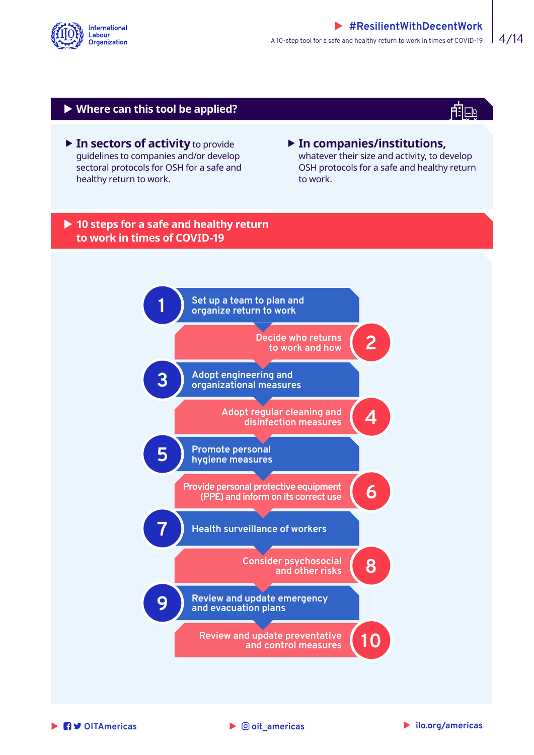## Where can this tool be applied?

- **In sectors of activity** to provide guidelines to companies and/or develop sectoral protocols for OSH for a safe and healthy return to work.
- **In companies/institutions,** whatever their size and activity, to develop OSH protocols for a safe and healthy return to work.

## 10 steps for a safe and healthy return to work in times of COVID-19

1. Set up a team to plan and organize return to work
2. Decide who returns to work and how
3. Adopt engineering and organizational measures
4. Adopt regular cleaning and disinfection measures
5. Promote personal hygiene measures
6. Provide personal protective equipment (PPE) and inform on its correct use
7. Health surveillance of workers
8. Consider psychosocial and other risks
9. Review and update emergency and evacuation plans
10. Review and update preventative and control measures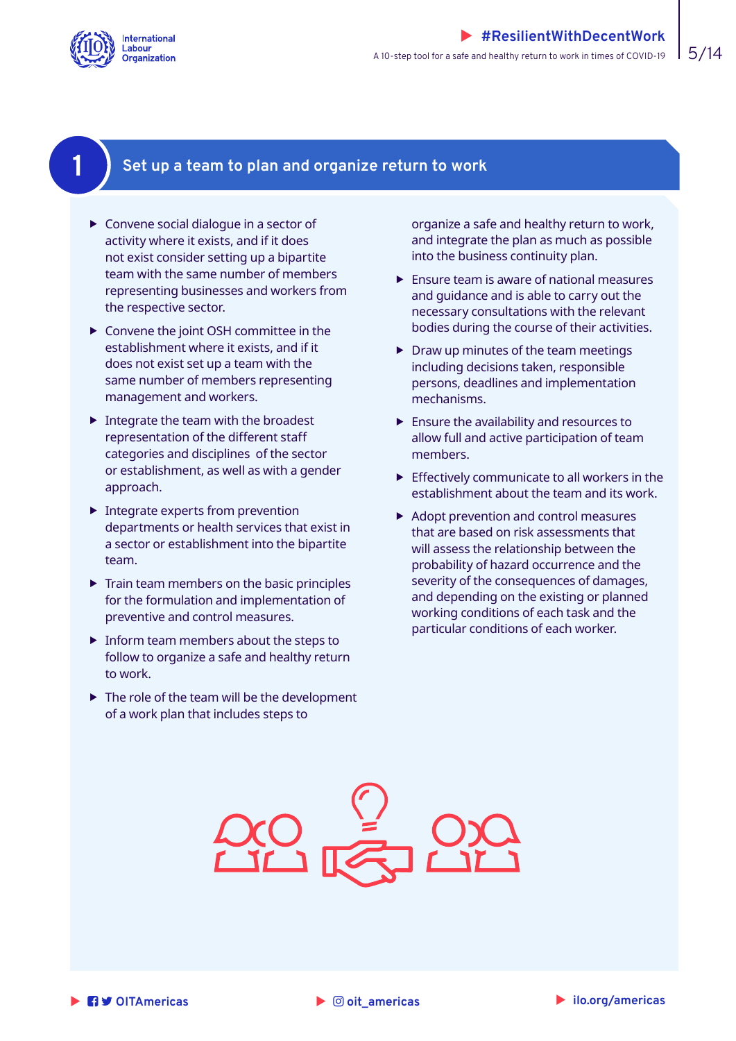## 1 Set up a team to plan and organize return to work

- Convene social dialogue in a sector of activity where it exists, and if it does not exist consider setting up a bipartite team with the same number of members representing businesses and workers from the respective sector.
- Convene the joint OSH committee in the establishment where it exists, and if it does not exist set up a team with the same number of members representing management and workers.
- Integrate the team with the broadest representation of the different staff categories and disciplines of the sector or establishment, as well as with a gender approach.
- Integrate experts from prevention departments or health services that exist in a sector or establishment into the bipartite team.
- Train team members on the basic principles for the formulation and implementation of preventive and control measures.
- Inform team members about the steps to follow to organize a safe and healthy return to work.
- The role of the team will be the development of a work plan that includes steps to organize a safe and healthy return to work, and integrate the plan as much as possible into the business continuity plan.
- Ensure team is aware of national measures and guidance and is able to carry out the necessary consultations with the relevant bodies during the course of their activities.
- Draw up minutes of the team meetings including decisions taken, responsible persons, deadlines and implementation mechanisms.
- Ensure the availability and resources to allow full and active participation of team members.
- Effectively communicate to all workers in the establishment about the team and its work.
- Adopt prevention and control measures that are based on risk assessments that will assess the relationship between the probability of hazard occurrence and the severity of the consequences of damages, and depending on the existing or planned working conditions of each task and the particular conditions of each worker.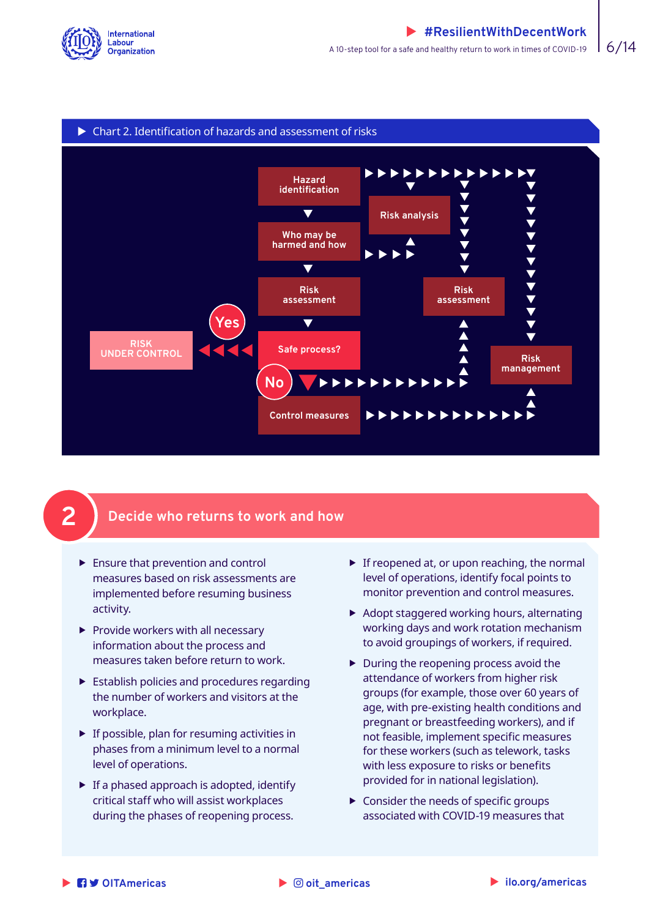Chart 2. Identification of hazards and assessment of risks

Hazard identification

Who may be harmed and how

Risk assessment

Safe process?

Yes

RISK UNDER CONTROL

No

Control measures

Risk analysis

Risk assessment

Risk management

## 2 Decide who returns to work and how

- Ensure that prevention and control measures based on risk assessments are implemented before resuming business activity.
- Provide workers with all necessary information about the process and measures taken before return to work.
- Establish policies and procedures regarding the number of workers and visitors at the workplace.
- If possible, plan for resuming activities in phases from a minimum level to a normal level of operations.
- If a phased approach is adopted, identify critical staff who will assist workplaces during the phases of reopening process.
- If reopened at, or upon reaching, the normal level of operations, identify focal points to monitor prevention and control measures.
- Adopt staggered working hours, alternating working days and work rotation mechanism to avoid groupings of workers, if required.
- During the reopening process avoid the attendance of workers from higher risk groups (for example, those over 60 years of age, with pre-existing health conditions and pregnant or breastfeeding workers), and if not feasible, implement specific measures for these workers (such as telework, tasks with less exposure to risks or benefits provided for in national legislation).
- Consider the needs of specific groups associated with COVID-19 measures that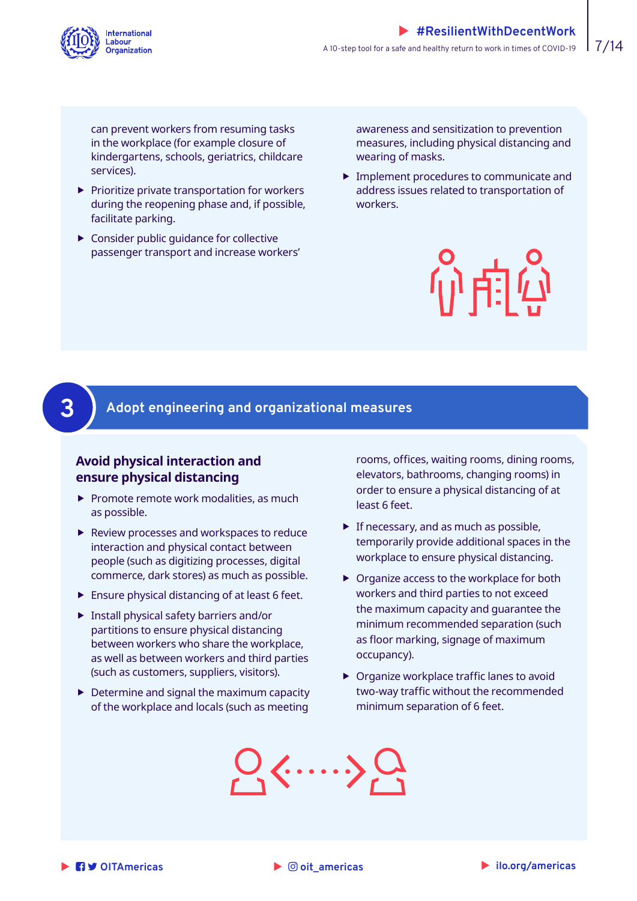can prevent workers from resuming tasks in the workplace (for example closure of kindergartens, schools, geriatrics, childcare services).

- Prioritize private transportation for workers during the reopening phase and, if possible, facilitate parking.
- Consider public guidance for collective passenger transport and increase workers' awareness and sensitization to prevention measures, including physical distancing and wearing of masks.
- Implement procedures to communicate and address issues related to transportation of workers.

## 3 Adopt engineering and organizational measures

### Avoid physical interaction and ensure physical distancing

- Promote remote work modalities, as much as possible.
- Review processes and workspaces to reduce interaction and physical contact between people (such as digitizing processes, digital commerce, dark stores) as much as possible.
- Ensure physical distancing of at least 6 feet.
- Install physical safety barriers and/or partitions to ensure physical distancing between workers who share the workplace, as well as between workers and third parties (such as customers, suppliers, visitors).
- Determine and signal the maximum capacity of the workplace and locals (such as meeting rooms, offices, waiting rooms, dining rooms, elevators, bathrooms, changing rooms) in order to ensure a physical distancing of at least 6 feet.
- If necessary, and as much as possible, temporarily provide additional spaces in the workplace to ensure physical distancing.
- Organize access to the workplace for both workers and third parties to not exceed the minimum capacity and guarantee the minimum recommended separation (such as floor marking, signage of maximum occupancy).
- Organize workplace traffic lanes to avoid two-way traffic without the recommended minimum separation of 6 feet.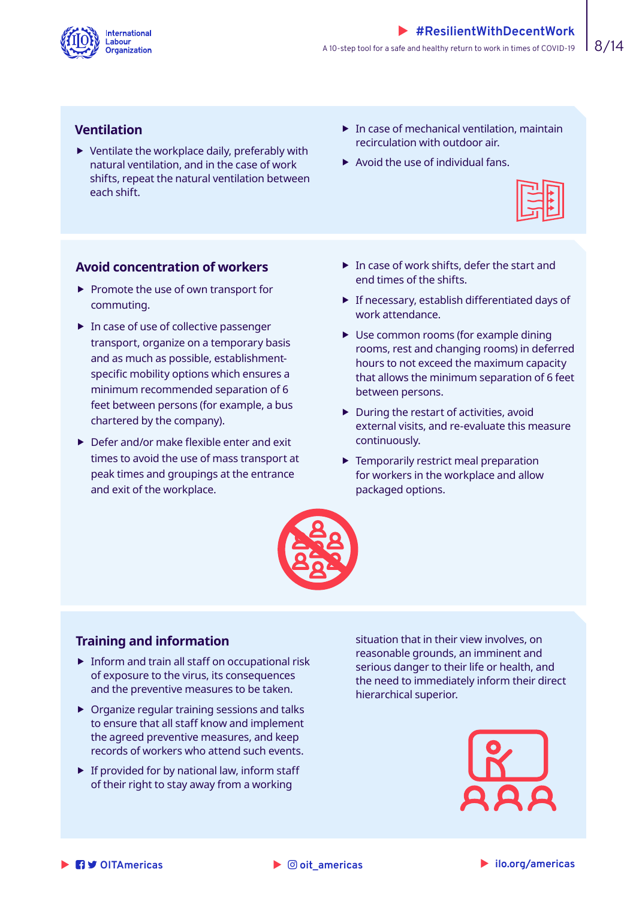## Ventilation

- Ventilate the workplace daily, preferably with natural ventilation, and in the case of work shifts, repeat the natural ventilation between each shift.
- In case of mechanical ventilation, maintain recirculation with outdoor air.
- Avoid the use of individual fans.

## Avoid concentration of workers

- Promote the use of own transport for commuting.
- In case of use of collective passenger transport, organize on a temporary basis and as much as possible, establishment-specific mobility options which ensures a minimum recommended separation of 6 feet between persons (for example, a bus chartered by the company).
- Defer and/or make flexible enter and exit times to avoid the use of mass transport at peak times and groupings at the entrance and exit of the workplace.
- In case of work shifts, defer the start and end times of the shifts.
- If necessary, establish differentiated days of work attendance.
- Use common rooms (for example dining rooms, rest and changing rooms) in deferred hours to not exceed the maximum capacity that allows the minimum separation of 6 feet between persons.
- During the restart of activities, avoid external visits, and re-evaluate this measure continuously.
- Temporarily restrict meal preparation for workers in the workplace and allow packaged options.

## Training and information

- Inform and train all staff on occupational risk of exposure to the virus, its consequences and the preventive measures to be taken.
- Organize regular training sessions and talks to ensure that all staff know and implement the agreed preventive measures, and keep records of workers who attend such events.
- If provided for by national law, inform staff of their right to stay away from a working situation that in their view involves, on reasonable grounds, an imminent and serious danger to their life or health, and the need to immediately inform their direct hierarchical superior.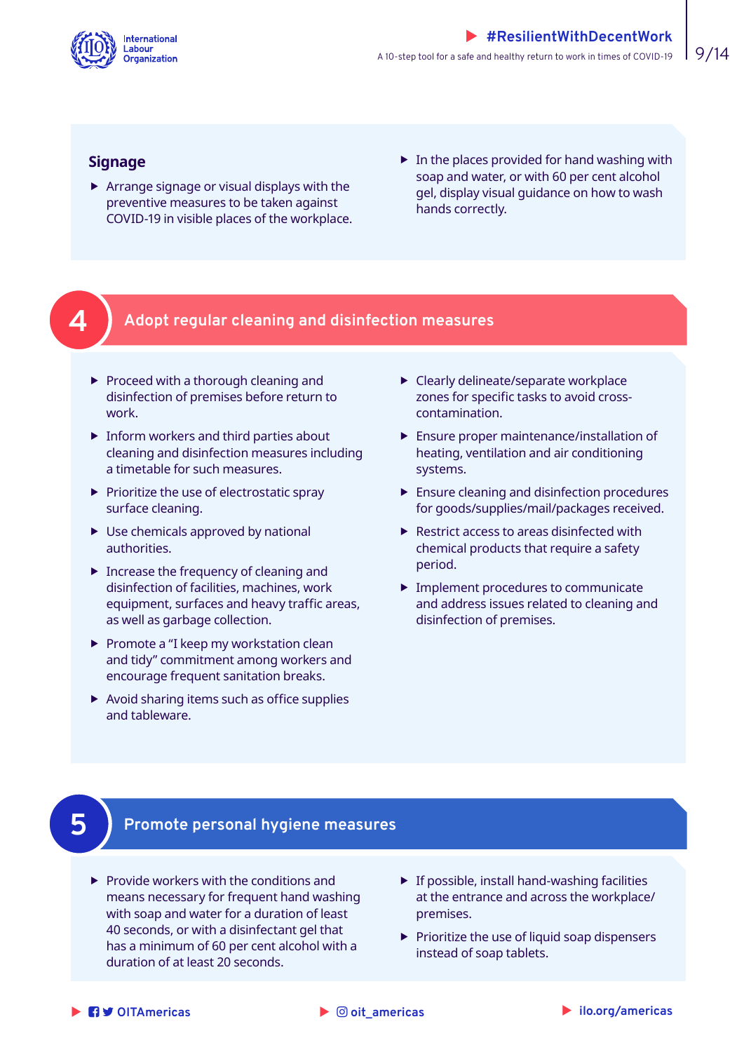### Signage

- Arrange signage or visual displays with the preventive measures to be taken against COVID-19 in visible places of the workplace.
- In the places provided for hand washing with soap and water, or with 60 per cent alcohol gel, display visual guidance on how to wash hands correctly.

## 4 Adopt regular cleaning and disinfection measures

- Proceed with a thorough cleaning and disinfection of premises before return to work.
- Inform workers and third parties about cleaning and disinfection measures including a timetable for such measures.
- Prioritize the use of electrostatic spray surface cleaning.
- Use chemicals approved by national authorities.
- Increase the frequency of cleaning and disinfection of facilities, machines, work equipment, surfaces and heavy traffic areas, as well as garbage collection.
- Promote a "I keep my workstation clean and tidy" commitment among workers and encourage frequent sanitation breaks.
- Avoid sharing items such as office supplies and tableware.
- Clearly delineate/separate workplace zones for specific tasks to avoid cross-contamination.
- Ensure proper maintenance/installation of heating, ventilation and air conditioning systems.
- Ensure cleaning and disinfection procedures for goods/supplies/mail/packages received.
- Restrict access to areas disinfected with chemical products that require a safety period.
- Implement procedures to communicate and address issues related to cleaning and disinfection of premises.

## 5 Promote personal hygiene measures

- Provide workers with the conditions and means necessary for frequent hand washing with soap and water for a duration of least 40 seconds, or with a disinfectant gel that has a minimum of 60 per cent alcohol with a duration of at least 20 seconds.
- If possible, install hand-washing facilities at the entrance and across the workplace/ premises.
- Prioritize the use of liquid soap dispensers instead of soap tablets.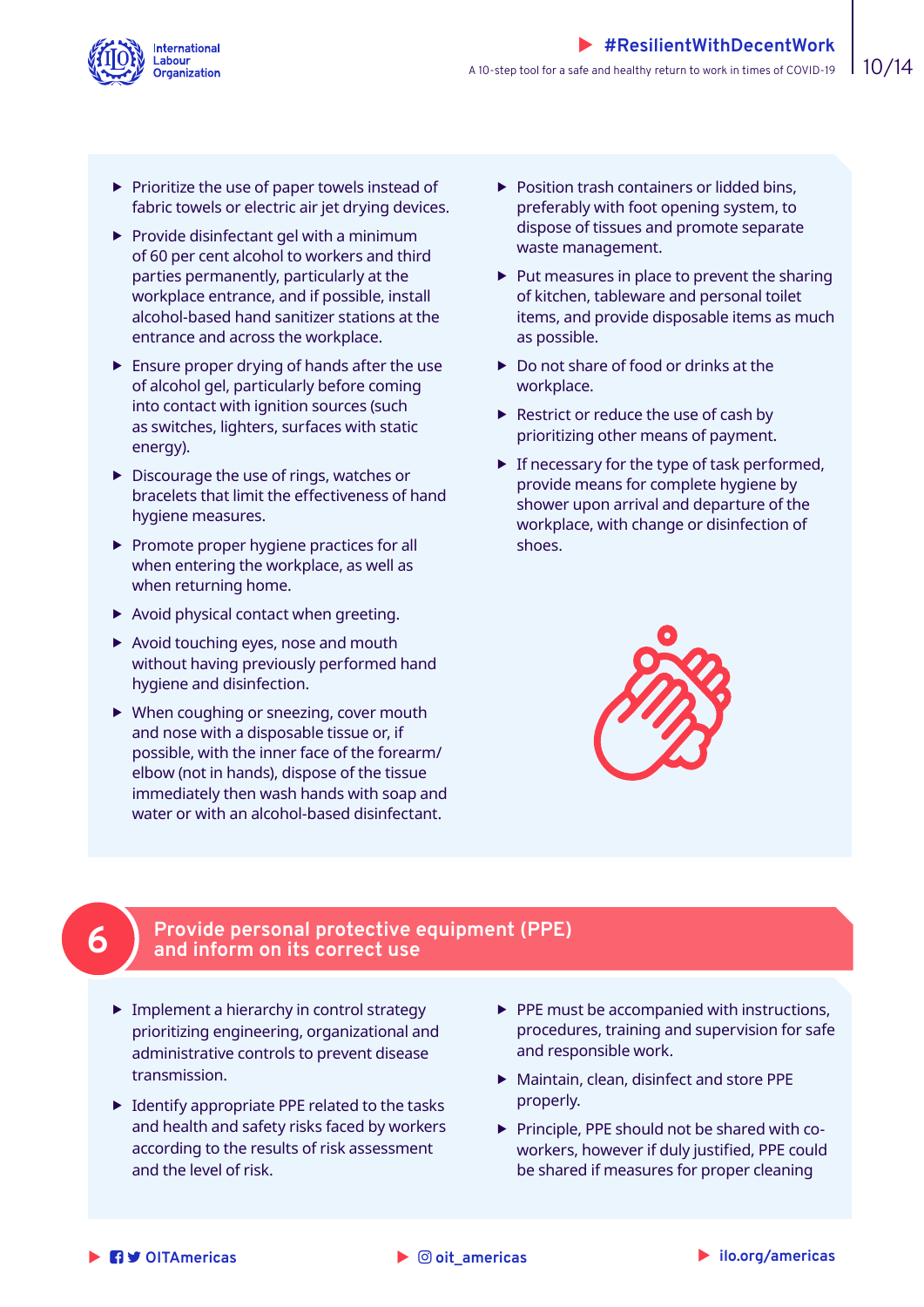- Prioritize the use of paper towels instead of fabric towels or electric air jet drying devices.
- Provide disinfectant gel with a minimum of 60 per cent alcohol to workers and third parties permanently, particularly at the workplace entrance, and if possible, install alcohol-based hand sanitizer stations at the entrance and across the workplace.
- Ensure proper drying of hands after the use of alcohol gel, particularly before coming into contact with ignition sources (such as switches, lighters, surfaces with static energy).
- Discourage the use of rings, watches or bracelets that limit the effectiveness of hand hygiene measures.
- Promote proper hygiene practices for all when entering the workplace, as well as when returning home.
- Avoid physical contact when greeting.
- Avoid touching eyes, nose and mouth without having previously performed hand hygiene and disinfection.
- When coughing or sneezing, cover mouth and nose with a disposable tissue or, if possible, with the inner face of the forearm/ elbow (not in hands), dispose of the tissue immediately then wash hands with soap and water or with an alcohol-based disinfectant.
- Position trash containers or lidded bins, preferably with foot opening system, to dispose of tissues and promote separate waste management.
- Put measures in place to prevent the sharing of kitchen, tableware and personal toilet items, and provide disposable items as much as possible.
- Do not share of food or drinks at the workplace.
- Restrict or reduce the use of cash by prioritizing other means of payment.
- If necessary for the type of task performed, provide means for complete hygiene by shower upon arrival and departure of the workplace, with change or disinfection of shoes.

## 6 Provide personal protective equipment (PPE) and inform on its correct use

- Implement a hierarchy in control strategy prioritizing engineering, organizational and administrative controls to prevent disease transmission.
- Identify appropriate PPE related to the tasks and health and safety risks faced by workers according to the results of risk assessment and the level of risk.
- PPE must be accompanied with instructions, procedures, training and supervision for safe and responsible work.
- Maintain, clean, disinfect and store PPE properly.
- Principle, PPE should not be shared with co-workers, however if duly justified, PPE could be shared if measures for proper cleaning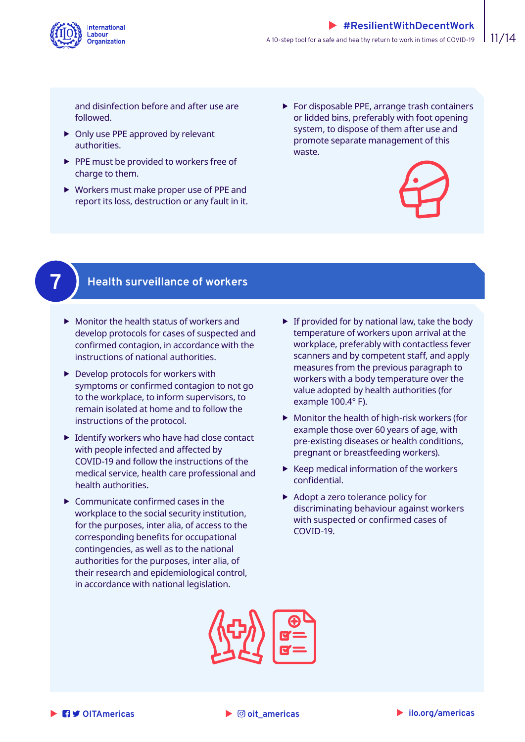and disinfection before and after use are followed.

- Only use PPE approved by relevant authorities.
- PPE must be provided to workers free of charge to them.
- Workers must make proper use of PPE and report its loss, destruction or any fault in it.
- For disposable PPE, arrange trash containers or lidded bins, preferably with foot opening system, to dispose of them after use and promote separate management of this waste.

## 7 Health surveillance of workers

- Monitor the health status of workers and develop protocols for cases of suspected and confirmed contagion, in accordance with the instructions of national authorities.
- Develop protocols for workers with symptoms or confirmed contagion to not go to the workplace, to inform supervisors, to remain isolated at home and to follow the instructions of the protocol.
- Identify workers who have had close contact with people infected and affected by COVID-19 and follow the instructions of the medical service, health care professional and health authorities.
- Communicate confirmed cases in the workplace to the social security institution, for the purposes, inter alia, of access to the corresponding benefits for occupational contingencies, as well as to the national authorities for the purposes, inter alia, of their research and epidemiological control, in accordance with national legislation.
- If provided for by national law, take the body temperature of workers upon arrival at the workplace, preferably with contactless fever scanners and by competent staff, and apply measures from the previous paragraph to workers with a body temperature over the value adopted by health authorities (for example 100.4° F).
- Monitor the health of high-risk workers (for example those over 60 years of age, with pre-existing diseases or health conditions, pregnant or breastfeeding workers).
- Keep medical information of the workers confidential.
- Adopt a zero tolerance policy for discriminating behaviour against workers with suspected or confirmed cases of COVID-19.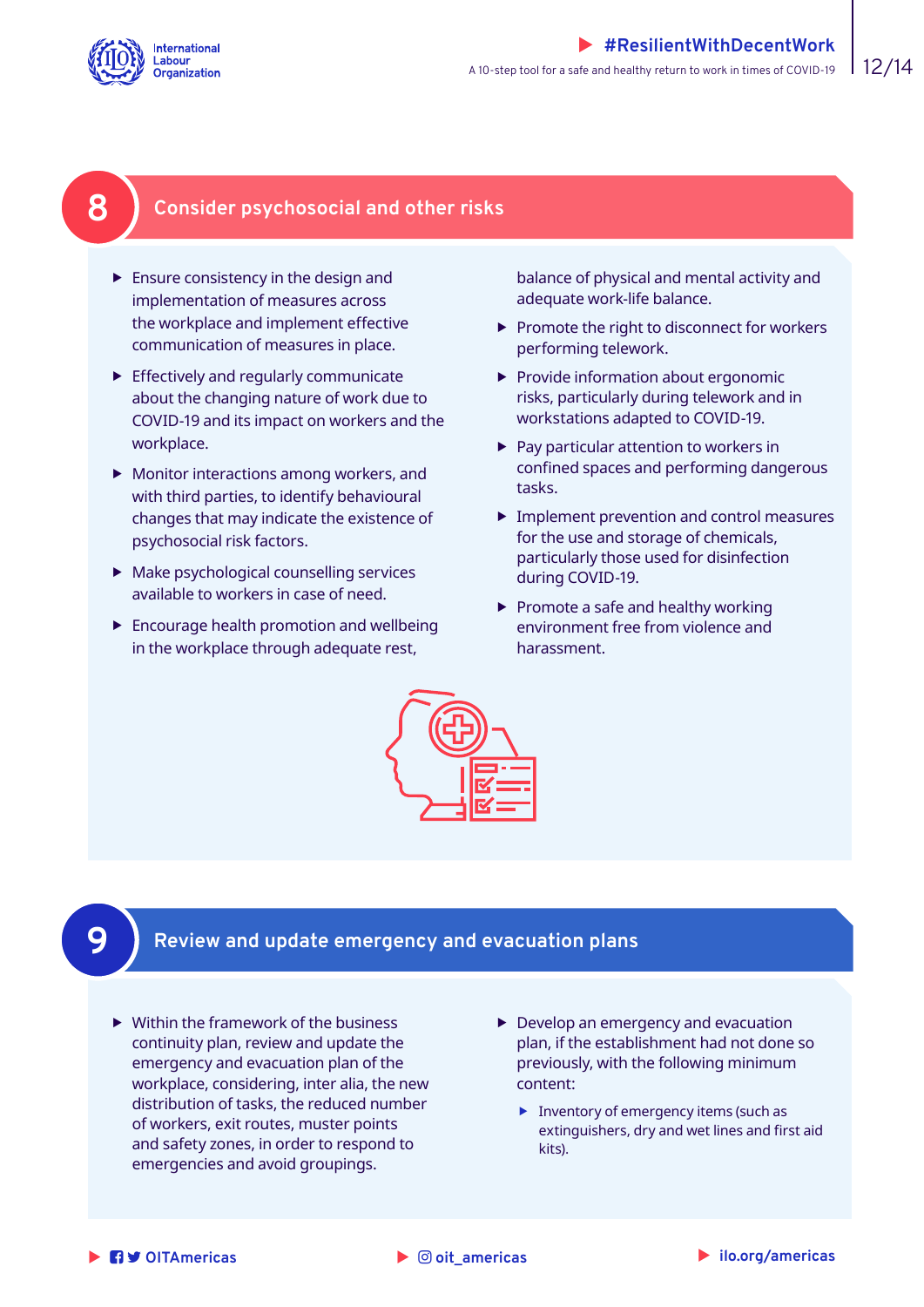## 8 Consider psychosocial and other risks

- Ensure consistency in the design and implementation of measures across the workplace and implement effective communication of measures in place.
- Effectively and regularly communicate about the changing nature of work due to COVID-19 and its impact on workers and the workplace.
- Monitor interactions among workers, and with third parties, to identify behavioural changes that may indicate the existence of psychosocial risk factors.
- Make psychological counselling services available to workers in case of need.
- Encourage health promotion and wellbeing in the workplace through adequate rest, balance of physical and mental activity and adequate work-life balance.
- Promote the right to disconnect for workers performing telework.
- Provide information about ergonomic risks, particularly during telework and in workstations adapted to COVID-19.
- Pay particular attention to workers in confined spaces and performing dangerous tasks.
- Implement prevention and control measures for the use and storage of chemicals, particularly those used for disinfection during COVID-19.
- Promote a safe and healthy working environment free from violence and harassment.

## 9 Review and update emergency and evacuation plans

- Within the framework of the business continuity plan, review and update the emergency and evacuation plan of the workplace, considering, inter alia, the new distribution of tasks, the reduced number of workers, exit routes, muster points and safety zones, in order to respond to emergencies and avoid groupings.
- Develop an emergency and evacuation plan, if the establishment had not done so previously, with the following minimum content:
  - Inventory of emergency items (such as extinguishers, dry and wet lines and first aid kits).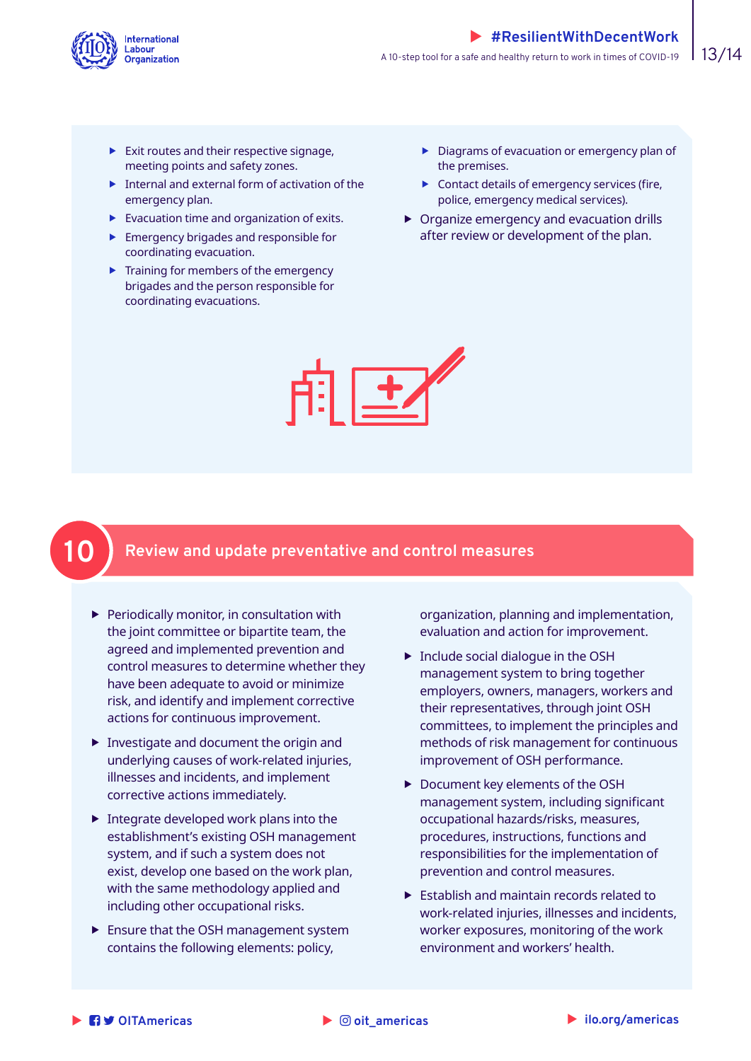- Exit routes and their respective signage, meeting points and safety zones.
- Internal and external form of activation of the emergency plan.
- Evacuation time and organization of exits.
- Emergency brigades and responsible for coordinating evacuation.
- Training for members of the emergency brigades and the person responsible for coordinating evacuations.
- Diagrams of evacuation or emergency plan of the premises.
- Contact details of emergency services (fire, police, emergency medical services).

- Organize emergency and evacuation drills after review or development of the plan.

## 10 Review and update preventative and control measures

- Periodically monitor, in consultation with the joint committee or bipartite team, the agreed and implemented prevention and control measures to determine whether they have been adequate to avoid or minimize risk, and identify and implement corrective actions for continuous improvement.
- Investigate and document the origin and underlying causes of work-related injuries, illnesses and incidents, and implement corrective actions immediately.
- Integrate developed work plans into the establishment's existing OSH management system, and if such a system does not exist, develop one based on the work plan, with the same methodology applied and including other occupational risks.
- Ensure that the OSH management system contains the following elements: policy, organization, planning and implementation, evaluation and action for improvement.
- Include social dialogue in the OSH management system to bring together employers, owners, managers, workers and their representatives, through joint OSH committees, to implement the principles and methods of risk management for continuous improvement of OSH performance.
- Document key elements of the OSH management system, including significant occupational hazards/risks, measures, procedures, instructions, functions and responsibilities for the implementation of prevention and control measures.
- Establish and maintain records related to work-related injuries, illnesses and incidents, worker exposures, monitoring of the work environment and workers' health.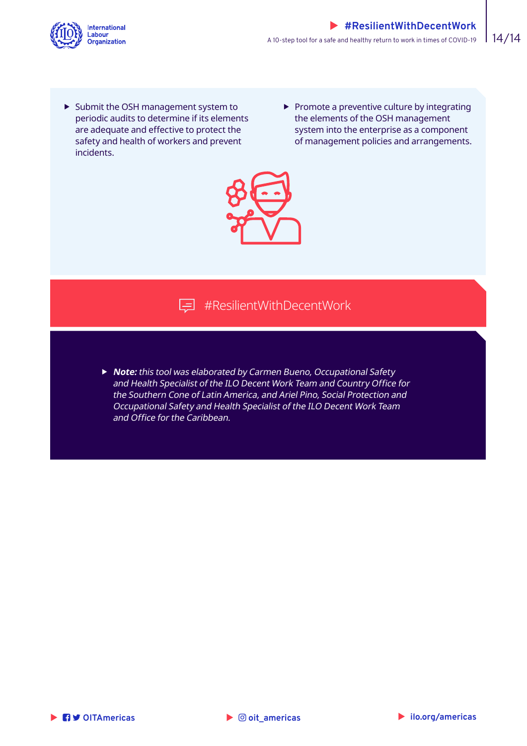- Submit the OSH management system to periodic audits to determine if its elements are adequate and effective to protect the safety and health of workers and prevent incidents.
- Promote a preventive culture by integrating the elements of the OSH management system into the enterprise as a component of management policies and arrangements.

#ResilientWithDecentWork

- ***Note:*** *this tool was elaborated by Carmen Bueno, Occupational Safety and Health Specialist of the ILO Decent Work Team and Country Office for the Southern Cone of Latin America, and Ariel Pino, Social Protection and Occupational Safety and Health Specialist of the ILO Decent Work Team and Office for the Caribbean.*

OITAmericas | oit_americas | ilo.org/americas